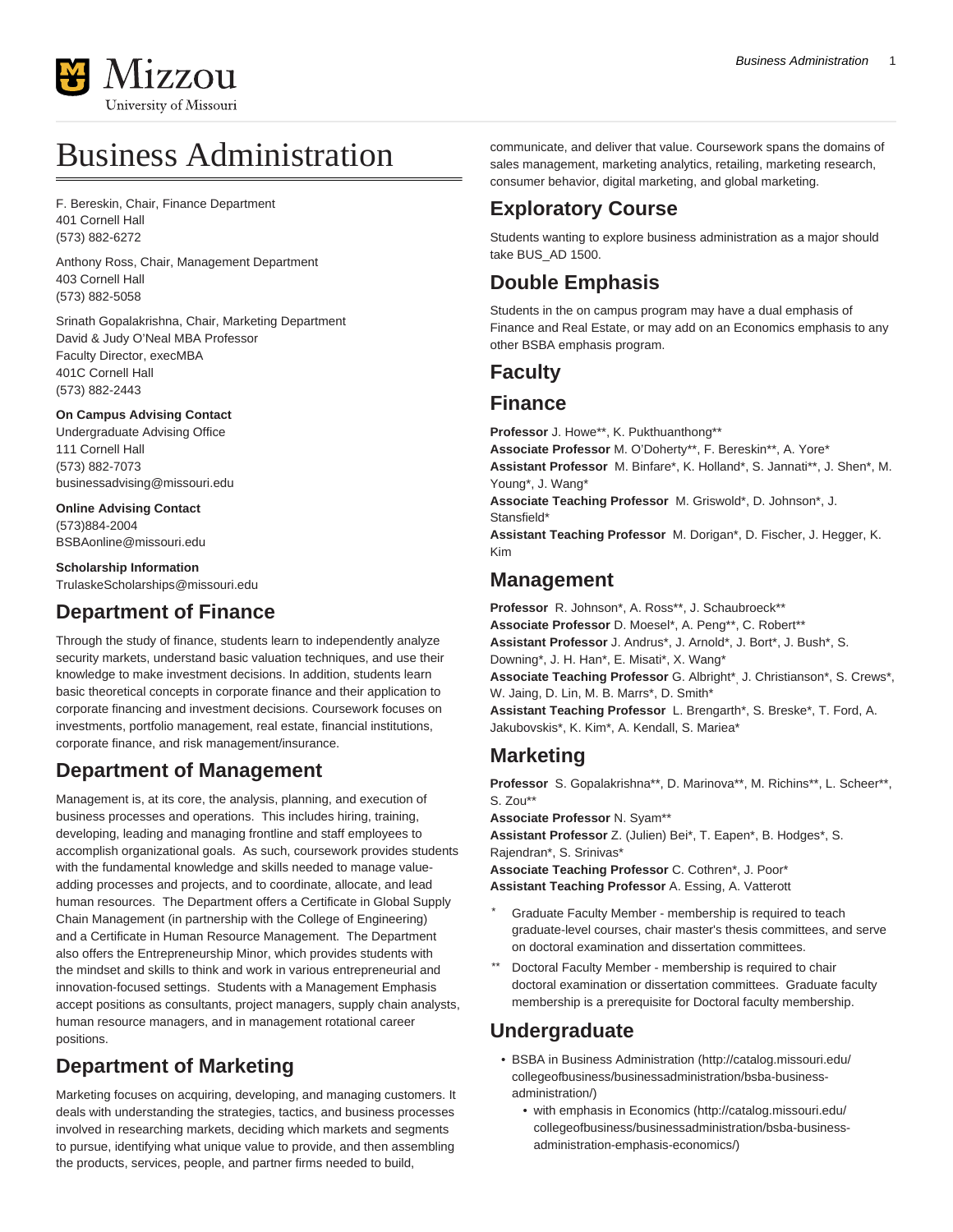# Business Administration

F. Bereskin, Chair, Finance Department
401 Cornell Hall
(573) 882-6272

Anthony Ross, Chair, Management Department
403 Cornell Hall
(573) 882-5058

Srinath Gopalakrishna, Chair, Marketing Department
David & Judy O'Neal MBA Professor
Faculty Director, execMBA
401C Cornell Hall
(573) 882-2443

**On Campus Advising Contact**
Undergraduate Advising Office
111 Cornell Hall
(573) 882-7073
businessadvising@missouri.edu

**Online Advising Contact**
(573)884-2004
BSBAonline@missouri.edu

**Scholarship Information**
TrulaskeScholarships@missouri.edu

## Department of Finance

Through the study of finance, students learn to independently analyze security markets, understand basic valuation techniques, and use their knowledge to make investment decisions. In addition, students learn basic theoretical concepts in corporate finance and their application to corporate financing and investment decisions. Coursework focuses on investments, portfolio management, real estate, financial institutions, corporate finance, and risk management/insurance.

## Department of Management

Management is, at its core, the analysis, planning, and execution of business processes and operations. This includes hiring, training, developing, leading and managing frontline and staff employees to accomplish organizational goals. As such, coursework provides students with the fundamental knowledge and skills needed to manage value-adding processes and projects, and to coordinate, allocate, and lead human resources. The Department offers a Certificate in Global Supply Chain Management (in partnership with the College of Engineering) and a Certificate in Human Resource Management. The Department also offers the Entrepreneurship Minor, which provides students with the mindset and skills to think and work in various entrepreneurial and innovation-focused settings. Students with a Management Emphasis accept positions as consultants, project managers, supply chain analysts, human resource managers, and in management rotational career positions.

## Department of Marketing

Marketing focuses on acquiring, developing, and managing customers. It deals with understanding the strategies, tactics, and business processes involved in researching markets, deciding which markets and segments to pursue, identifying what unique value to provide, and then assembling the products, services, people, and partner firms needed to build, communicate, and deliver that value. Coursework spans the domains of sales management, marketing analytics, retailing, marketing research, consumer behavior, digital marketing, and global marketing.

## Exploratory Course

Students wanting to explore business administration as a major should take BUS_AD 1500.

## Double Emphasis

Students in the on campus program may have a dual emphasis of Finance and Real Estate, or may add on an Economics emphasis to any other BSBA emphasis program.

## Faculty

## Finance

**Professor** J. Howe**, K. Pukthuanthong**
**Associate Professor** M. O'Doherty**, F. Bereskin**, A. Yore*
**Assistant Professor** M. Binfare*, K. Holland*, S. Jannati**, J. Shen*, M. Young*, J. Wang*
**Associate Teaching Professor** M. Griswold*, D. Johnson*, J. Stansfield*
**Assistant Teaching Professor** M. Dorigan*, D. Fischer, J. Hegger, K. Kim

## Management

**Professor** R. Johnson*, A. Ross**, J. Schaubroeck**
**Associate Professor** D. Moesel*, A. Peng**, C. Robert**
**Assistant Professor** J. Andrus*, J. Arnold*, J. Bort*, J. Bush*, S. Downing*, J. H. Han*, E. Misati*, X. Wang*
**Associate Teaching Professor** G. Albright*, J. Christianson*, S. Crews*, W. Jaing, D. Lin, M. B. Marrs*, D. Smith*
**Assistant Teaching Professor** L. Brengarth*, S. Breske*, T. Ford, A. Jakubovskis*, K. Kim*, A. Kendall, S. Mariea*

## Marketing

**Professor** S. Gopalakrishna**, D. Marinova**, M. Richins**, L. Scheer**, S. Zou**
**Associate Professor** N. Syam**
**Assistant Professor** Z. (Julien) Bei*, T. Eapen*, B. Hodges*, S. Rajendran*, S. Srinivas*
**Associate Teaching Professor** C. Cothren*, J. Poor*
**Assistant Teaching Professor** A. Essing, A. Vatterott

- \* Graduate Faculty Member - membership is required to teach graduate-level courses, chair master's thesis committees, and serve on doctoral examination and dissertation committees.
- ** Doctoral Faculty Member - membership is required to chair doctoral examination or dissertation committees. Graduate faculty membership is a prerequisite for Doctoral faculty membership.

## Undergraduate

- BSBA in Business Administration (http://catalog.missouri.edu/collegeofbusiness/businessadministration/bsba-business-administration/)
    - with emphasis in Economics (http://catalog.missouri.edu/collegeofbusiness/businessadministration/bsba-business-administration-emphasis-economics/)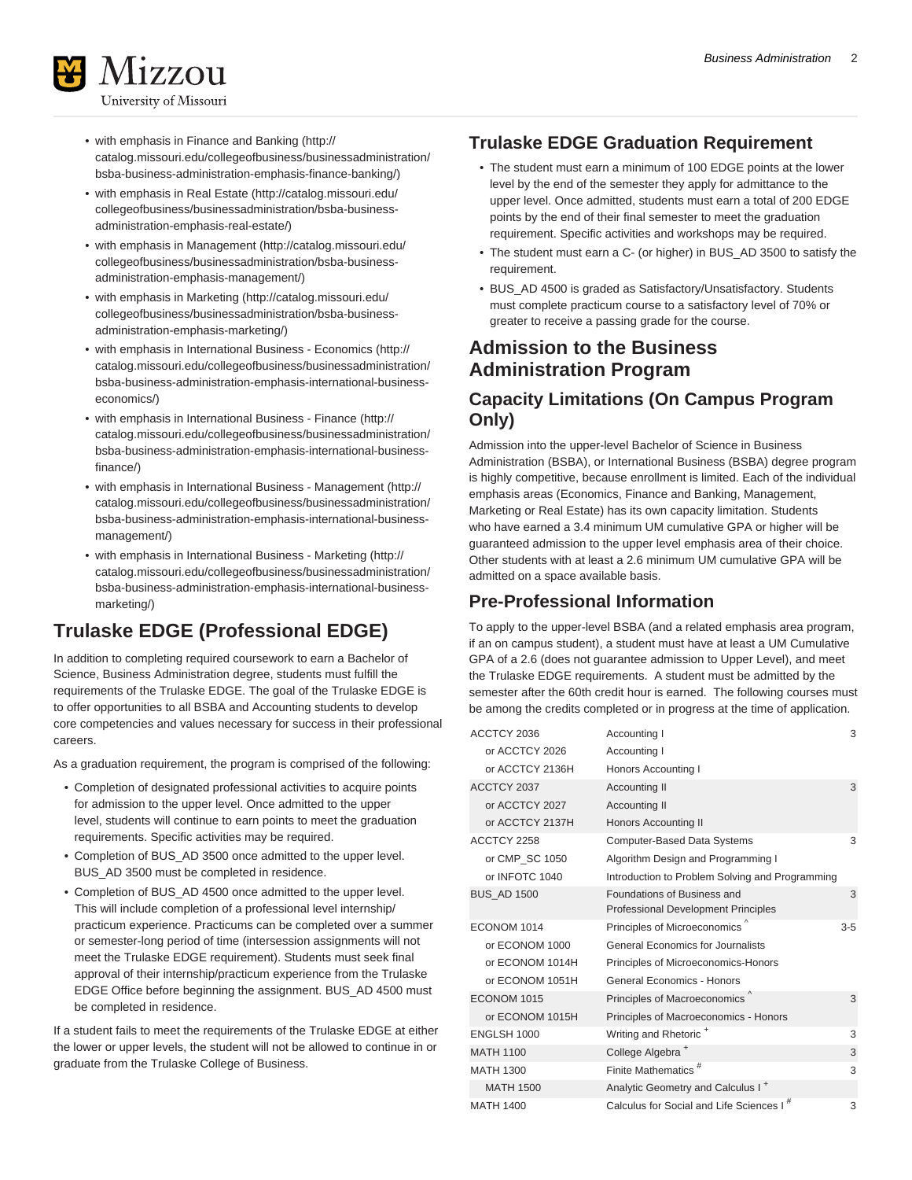- with emphasis in Finance and Banking (http://catalog.missouri.edu/collegeofbusiness/businessadministration/bsba-business-administration-emphasis-finance-banking/)
- with emphasis in Real Estate (http://catalog.missouri.edu/collegeofbusiness/businessadministration/bsba-business-administration-emphasis-real-estate/)
- with emphasis in Management (http://catalog.missouri.edu/collegeofbusiness/businessadministration/bsba-business-administration-emphasis-management/)
- with emphasis in Marketing (http://catalog.missouri.edu/collegeofbusiness/businessadministration/bsba-business-administration-emphasis-marketing/)
- with emphasis in International Business - Economics (http://catalog.missouri.edu/collegeofbusiness/businessadministration/bsba-business-administration-emphasis-international-business-economics/)
- with emphasis in International Business - Finance (http://catalog.missouri.edu/collegeofbusiness/businessadministration/bsba-business-administration-emphasis-international-business-finance/)
- with emphasis in International Business - Management (http://catalog.missouri.edu/collegeofbusiness/businessadministration/bsba-business-administration-emphasis-international-business-management/)
- with emphasis in International Business - Marketing (http://catalog.missouri.edu/collegeofbusiness/businessadministration/bsba-business-administration-emphasis-international-business-marketing/)

## Trulaske EDGE (Professional EDGE)

In addition to completing required coursework to earn a Bachelor of Science, Business Administration degree, students must fulfill the requirements of the Trulaske EDGE. The goal of the Trulaske EDGE is to offer opportunities to all BSBA and Accounting students to develop core competencies and values necessary for success in their professional careers.

As a graduation requirement, the program is comprised of the following:

- Completion of designated professional activities to acquire points for admission to the upper level. Once admitted to the upper level, students will continue to earn points to meet the graduation requirements. Specific activities may be required.
- Completion of BUS_AD 3500 once admitted to the upper level. BUS_AD 3500 must be completed in residence.
- Completion of BUS_AD 4500 once admitted to the upper level. This will include completion of a professional level internship/practicum experience. Practicums can be completed over a summer or semester-long period of time (intersession assignments will not meet the Trulaske EDGE requirement). Students must seek final approval of their internship/practicum experience from the Trulaske EDGE Office before beginning the assignment. BUS_AD 4500 must be completed in residence.

If a student fails to meet the requirements of the Trulaske EDGE at either the lower or upper levels, the student will not be allowed to continue in or graduate from the Trulaske College of Business.

## Trulaske EDGE Graduation Requirement

- The student must earn a minimum of 100 EDGE points at the lower level by the end of the semester they apply for admittance to the upper level. Once admitted, students must earn a total of 200 EDGE points by the end of their final semester to meet the graduation requirement. Specific activities and workshops may be required.
- The student must earn a C- (or higher) in BUS_AD 3500 to satisfy the requirement.
- BUS_AD 4500 is graded as Satisfactory/Unsatisfactory. Students must complete practicum course to a satisfactory level of 70% or greater to receive a passing grade for the course.

## Admission to the Business Administration Program

## Capacity Limitations (On Campus Program Only)

Admission into the upper-level Bachelor of Science in Business Administration (BSBA), or International Business (BSBA) degree program is highly competitive, because enrollment is limited. Each of the individual emphasis areas (Economics, Finance and Banking, Management, Marketing or Real Estate) has its own capacity limitation. Students who have earned a 3.4 minimum UM cumulative GPA or higher will be guaranteed admission to the upper level emphasis area of their choice. Other students with at least a 2.6 minimum UM cumulative GPA will be admitted on a space available basis.

## Pre-Professional Information

To apply to the upper-level BSBA (and a related emphasis area program, if an on campus student), a student must have at least a UM Cumulative GPA of a 2.6 (does not guarantee admission to Upper Level), and meet the Trulaske EDGE requirements. A student must be admitted by the semester after the 60th credit hour is earned. The following courses must be among the credits completed or in progress at the time of application.

| | | |
|---|---|---|
| ACCTCY 2036 | Accounting I | 3 |
| or ACCTCY 2026 | Accounting I | |
| or ACCTCY 2136H | Honors Accounting I | |
| ACCTCY 2037 | Accounting II | 3 |
| or ACCTCY 2027 | Accounting II | |
| or ACCTCY 2137H | Honors Accounting II | |
| ACCTCY 2258 | Computer-Based Data Systems | 3 |
| or CMP_SC 1050 | Algorithm Design and Programming I | |
| or INFOTC 1040 | Introduction to Problem Solving and Programming | |
| BUS_AD 1500 | Foundations of Business and Professional Development Principles | 3 |
| ECONOM 1014 | Principles of Microeconomics ^ | 3-5 |
| or ECONOM 1000 | General Economics for Journalists | |
| or ECONOM 1014H | Principles of Microeconomics-Honors | |
| or ECONOM 1051H | General Economics - Honors | |
| ECONOM 1015 | Principles of Macroeconomics ^ | 3 |
| or ECONOM 1015H | Principles of Macroeconomics - Honors | |
| ENGLSH 1000 | Writing and Rhetoric + | 3 |
| MATH 1100 | College Algebra + | 3 |
| MATH 1300 | Finite Mathematics # | 3 |
| MATH 1500 | Analytic Geometry and Calculus I + | |
| MATH 1400 | Calculus for Social and Life Sciences I # | 3 |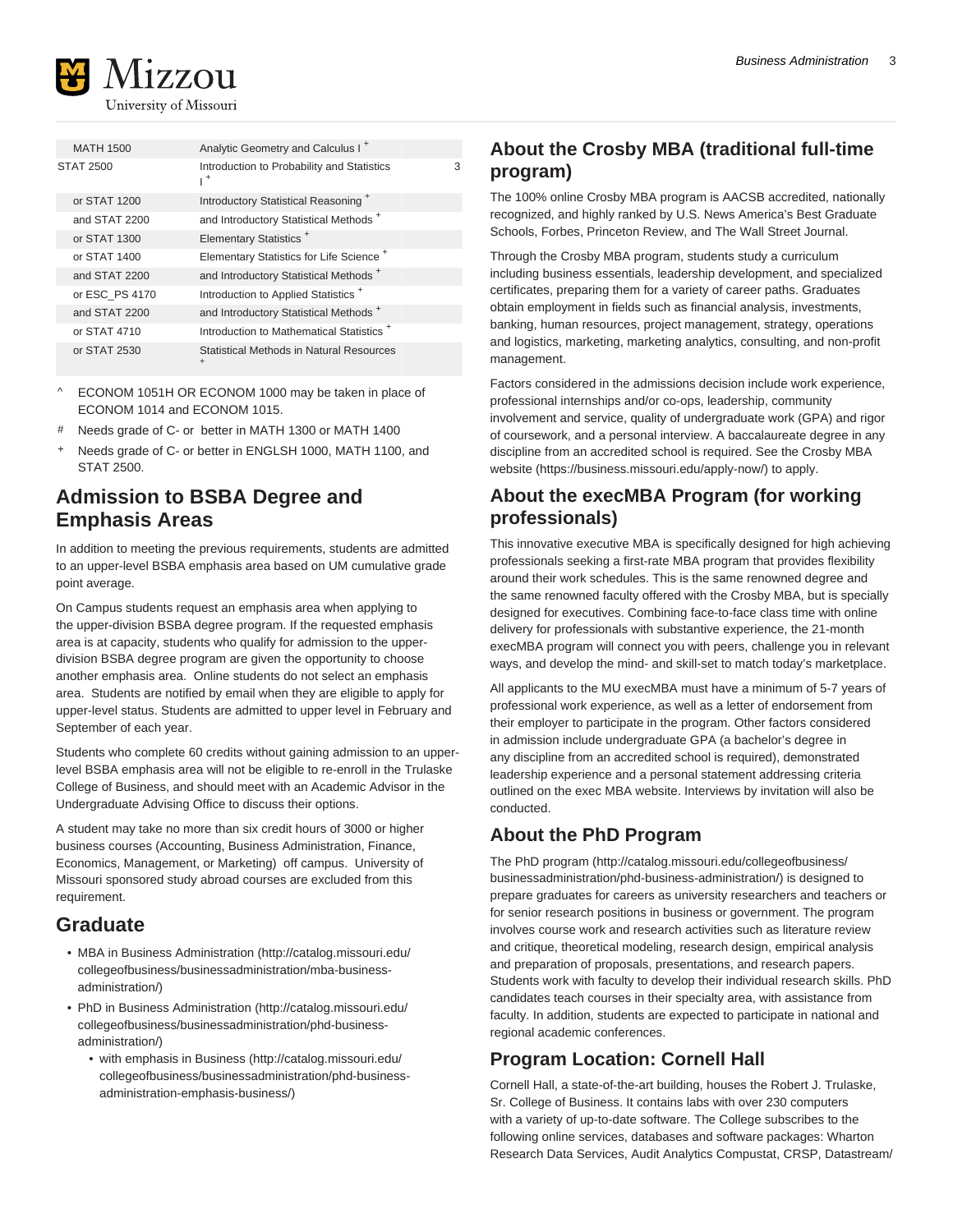| | | |
|---|---|---|
| MATH 1500 | Analytic Geometry and Calculus I + | |
| STAT 2500 | Introduction to Probability and Statistics I + | 3 |
| or STAT 1200 | Introductory Statistical Reasoning + | |
| and STAT 2200 | and Introductory Statistical Methods + | |
| or STAT 1300 | Elementary Statistics + | |
| or STAT 1400 | Elementary Statistics for Life Science + | |
| and STAT 2200 | and Introductory Statistical Methods + | |
| or ESC_PS 4170 | Introduction to Applied Statistics + | |
| and STAT 2200 | and Introductory Statistical Methods + | |
| or STAT 4710 | Introduction to Mathematical Statistics + | |
| or STAT 2530 | Statistical Methods in Natural Resources + | |

^ ECONOM 1051H OR ECONOM 1000 may be taken in place of ECONOM 1014 and ECONOM 1015.

# Needs grade of C- or better in MATH 1300 or MATH 1400

+ Needs grade of C- or better in ENGLSH 1000, MATH 1100, and STAT 2500.

## Admission to BSBA Degree and Emphasis Areas

In addition to meeting the previous requirements, students are admitted to an upper-level BSBA emphasis area based on UM cumulative grade point average.

On Campus students request an emphasis area when applying to the upper-division BSBA degree program. If the requested emphasis area is at capacity, students who qualify for admission to the upper-division BSBA degree program are given the opportunity to choose another emphasis area. Online students do not select an emphasis area. Students are notified by email when they are eligible to apply for upper-level status. Students are admitted to upper level in February and September of each year.

Students who complete 60 credits without gaining admission to an upper-level BSBA emphasis area will not be eligible to re-enroll in the Trulaske College of Business, and should meet with an Academic Advisor in the Undergraduate Advising Office to discuss their options.

A student may take no more than six credit hours of 3000 or higher business courses (Accounting, Business Administration, Finance, Economics, Management, or Marketing) off campus. University of Missouri sponsored study abroad courses are excluded from this requirement.

## Graduate

- MBA in Business Administration (http://catalog.missouri.edu/collegeofbusiness/businessadministration/mba-business-administration/)
- PhD in Business Administration (http://catalog.missouri.edu/collegeofbusiness/businessadministration/phd-business-administration/)
  - with emphasis in Business (http://catalog.missouri.edu/collegeofbusiness/businessadministration/phd-business-administration-emphasis-business/)

## About the Crosby MBA (traditional full-time program)

The 100% online Crosby MBA program is AACSB accredited, nationally recognized, and highly ranked by U.S. News America's Best Graduate Schools, Forbes, Princeton Review, and The Wall Street Journal.

Through the Crosby MBA program, students study a curriculum including business essentials, leadership development, and specialized certificates, preparing them for a variety of career paths. Graduates obtain employment in fields such as financial analysis, investments, banking, human resources, project management, strategy, operations and logistics, marketing, marketing analytics, consulting, and non-profit management.

Factors considered in the admissions decision include work experience, professional internships and/or co-ops, leadership, community involvement and service, quality of undergraduate work (GPA) and rigor of coursework, and a personal interview. A baccalaureate degree in any discipline from an accredited school is required. See the Crosby MBA website (https://business.missouri.edu/apply-now/) to apply.

## About the execMBA Program (for working professionals)

This innovative executive MBA is specifically designed for high achieving professionals seeking a first-rate MBA program that provides flexibility around their work schedules. This is the same renowned degree and the same renowned faculty offered with the Crosby MBA, but is specially designed for executives. Combining face-to-face class time with online delivery for professionals with substantive experience, the 21-month execMBA program will connect you with peers, challenge you in relevant ways, and develop the mind- and skill-set to match today's marketplace.

All applicants to the MU execMBA must have a minimum of 5-7 years of professional work experience, as well as a letter of endorsement from their employer to participate in the program. Other factors considered in admission include undergraduate GPA (a bachelor's degree in any discipline from an accredited school is required), demonstrated leadership experience and a personal statement addressing criteria outlined on the exec MBA website. Interviews by invitation will also be conducted.

## About the PhD Program

The PhD program (http://catalog.missouri.edu/collegeofbusiness/businessadministration/phd-business-administration/) is designed to prepare graduates for careers as university researchers and teachers or for senior research positions in business or government. The program involves course work and research activities such as literature review and critique, theoretical modeling, research design, empirical analysis and preparation of proposals, presentations, and research papers. Students work with faculty to develop their individual research skills. PhD candidates teach courses in their specialty area, with assistance from faculty. In addition, students are expected to participate in national and regional academic conferences.

## Program Location: Cornell Hall

Cornell Hall, a state-of-the-art building, houses the Robert J. Trulaske, Sr. College of Business. It contains labs with over 230 computers with a variety of up-to-date software. The College subscribes to the following online services, databases and software packages: Wharton Research Data Services, Audit Analytics Compustat, CRSP, Datastream/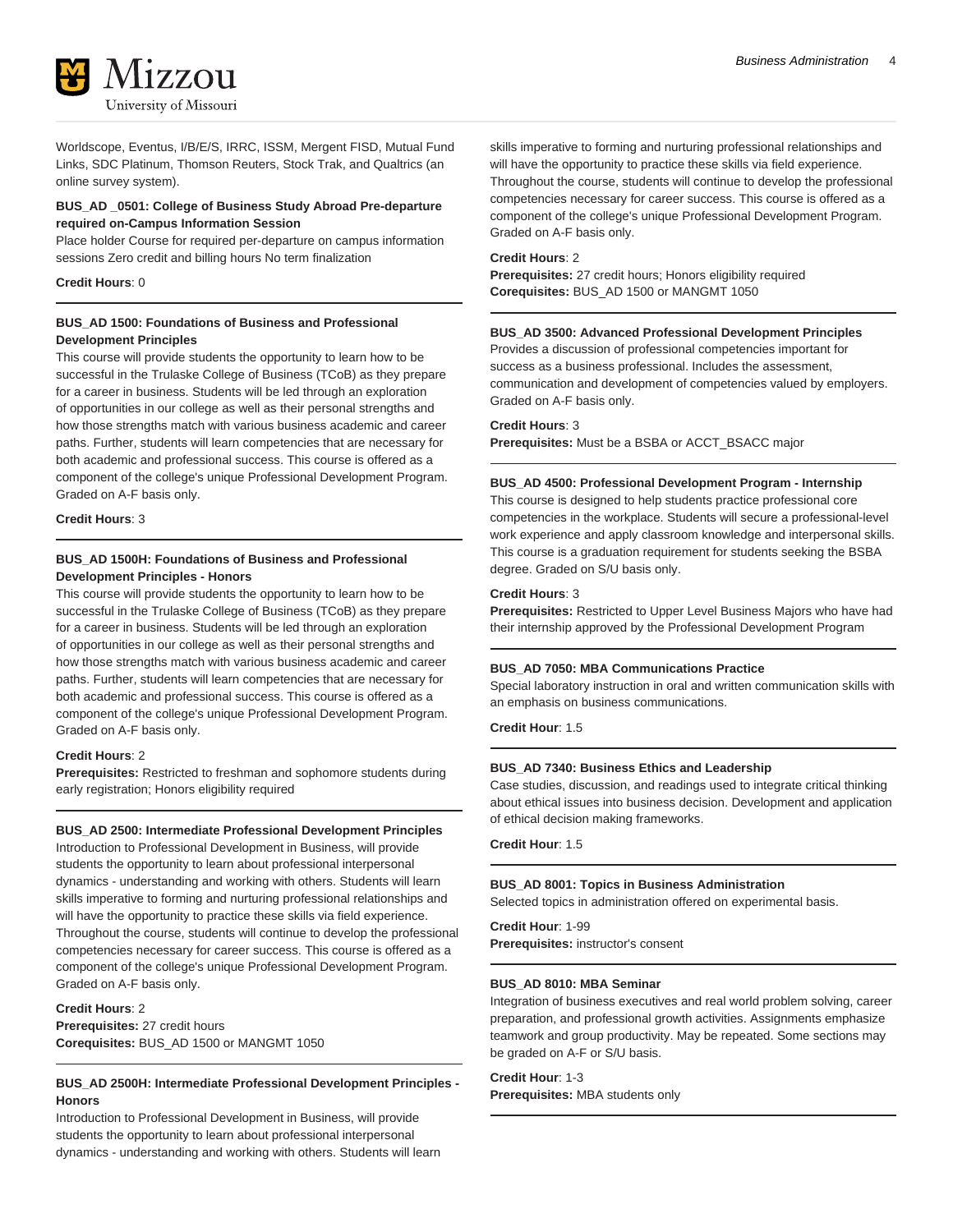Worldscope, Eventus, I/B/E/S, IRRC, ISSM, Mergent FISD, Mutual Fund Links, SDC Platinum, Thomson Reuters, Stock Trak, and Qualtrics (an online survey system).

**BUS_AD _0501: College of Business Study Abroad Pre-departure required on-Campus Information Session**

Place holder Course for required per-departure on campus information sessions Zero credit and billing hours No term finalization

**Credit Hours**: 0

---

**BUS_AD 1500: Foundations of Business and Professional Development Principles**

This course will provide students the opportunity to learn how to be successful in the Trulaske College of Business (TCoB) as they prepare for a career in business. Students will be led through an exploration of opportunities in our college as well as their personal strengths and how those strengths match with various business academic and career paths. Further, students will learn competencies that are necessary for both academic and professional success. This course is offered as a component of the college's unique Professional Development Program. Graded on A-F basis only.

**Credit Hours**: 3

---

**BUS_AD 1500H: Foundations of Business and Professional Development Principles - Honors**

This course will provide students the opportunity to learn how to be successful in the Trulaske College of Business (TCoB) as they prepare for a career in business. Students will be led through an exploration of opportunities in our college as well as their personal strengths and how those strengths match with various business academic and career paths. Further, students will learn competencies that are necessary for both academic and professional success. This course is offered as a component of the college's unique Professional Development Program. Graded on A-F basis only.

**Credit Hours**: 2
**Prerequisites:** Restricted to freshman and sophomore students during early registration; Honors eligibility required

---

**BUS_AD 2500: Intermediate Professional Development Principles**

Introduction to Professional Development in Business, will provide students the opportunity to learn about professional interpersonal dynamics - understanding and working with others. Students will learn skills imperative to forming and nurturing professional relationships and will have the opportunity to practice these skills via field experience. Throughout the course, students will continue to develop the professional competencies necessary for career success. This course is offered as a component of the college's unique Professional Development Program. Graded on A-F basis only.

**Credit Hours**: 2
**Prerequisites:** 27 credit hours
**Corequisites:** BUS_AD 1500 or MANGMT 1050

---

**BUS_AD 2500H: Intermediate Professional Development Principles - Honors**

Introduction to Professional Development in Business, will provide students the opportunity to learn about professional interpersonal dynamics - understanding and working with others. Students will learn skills imperative to forming and nurturing professional relationships and will have the opportunity to practice these skills via field experience. Throughout the course, students will continue to develop the professional competencies necessary for career success. This course is offered as a component of the college's unique Professional Development Program. Graded on A-F basis only.

**Credit Hours**: 2
**Prerequisites:** 27 credit hours; Honors eligibility required
**Corequisites:** BUS_AD 1500 or MANGMT 1050

---

**BUS_AD 3500: Advanced Professional Development Principles**

Provides a discussion of professional competencies important for success as a business professional. Includes the assessment, communication and development of competencies valued by employers. Graded on A-F basis only.

**Credit Hours**: 3
**Prerequisites:** Must be a BSBA or ACCT_BSACC major

---

**BUS_AD 4500: Professional Development Program - Internship**

This course is designed to help students practice professional core competencies in the workplace. Students will secure a professional-level work experience and apply classroom knowledge and interpersonal skills. This course is a graduation requirement for students seeking the BSBA degree. Graded on S/U basis only.

**Credit Hours**: 3
**Prerequisites:** Restricted to Upper Level Business Majors who have had their internship approved by the Professional Development Program

---

**BUS_AD 7050: MBA Communications Practice**

Special laboratory instruction in oral and written communication skills with an emphasis on business communications.

**Credit Hour**: 1.5

---

**BUS_AD 7340: Business Ethics and Leadership**

Case studies, discussion, and readings used to integrate critical thinking about ethical issues into business decision. Development and application of ethical decision making frameworks.

**Credit Hour**: 1.5

---

**BUS_AD 8001: Topics in Business Administration**

Selected topics in administration offered on experimental basis.

**Credit Hour**: 1-99
**Prerequisites:** instructor's consent

---

**BUS_AD 8010: MBA Seminar**

Integration of business executives and real world problem solving, career preparation, and professional growth activities. Assignments emphasize teamwork and group productivity. May be repeated. Some sections may be graded on A-F or S/U basis.

**Credit Hour**: 1-3
**Prerequisites:** MBA students only

---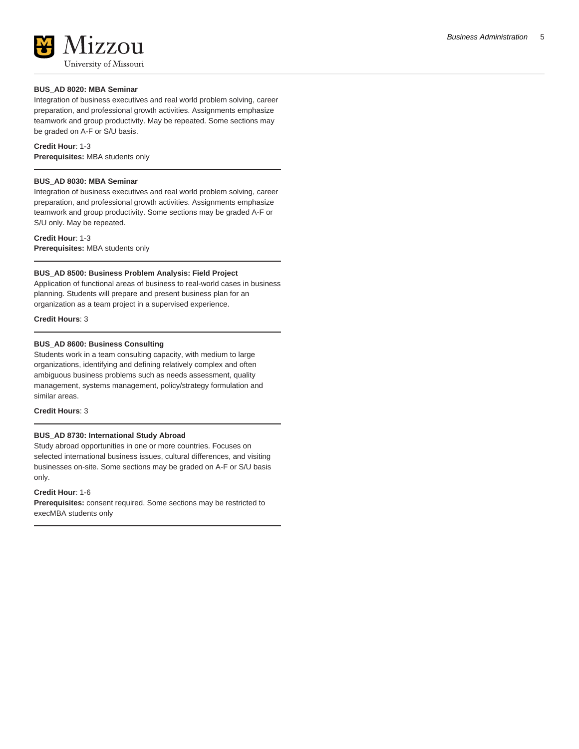**BUS_AD 8020: MBA Seminar**

Integration of business executives and real world problem solving, career preparation, and professional growth activities. Assignments emphasize teamwork and group productivity. May be repeated. Some sections may be graded on A-F or S/U basis.

**Credit Hour**: 1-3
**Prerequisites:** MBA students only

---

**BUS_AD 8030: MBA Seminar**

Integration of business executives and real world problem solving, career preparation, and professional growth activities. Assignments emphasize teamwork and group productivity. Some sections may be graded A-F or S/U only. May be repeated.

**Credit Hour**: 1-3
**Prerequisites:** MBA students only

---

**BUS_AD 8500: Business Problem Analysis: Field Project**

Application of functional areas of business to real-world cases in business planning. Students will prepare and present business plan for an organization as a team project in a supervised experience.

**Credit Hours**: 3

---

**BUS_AD 8600: Business Consulting**

Students work in a team consulting capacity, with medium to large organizations, identifying and defining relatively complex and often ambiguous business problems such as needs assessment, quality management, systems management, policy/strategy formulation and similar areas.

**Credit Hours**: 3

---

**BUS_AD 8730: International Study Abroad**

Study abroad opportunities in one or more countries. Focuses on selected international business issues, cultural differences, and visiting businesses on-site. Some sections may be graded on A-F or S/U basis only.

**Credit Hour**: 1-6
**Prerequisites:** consent required. Some sections may be restricted to execMBA students only

---